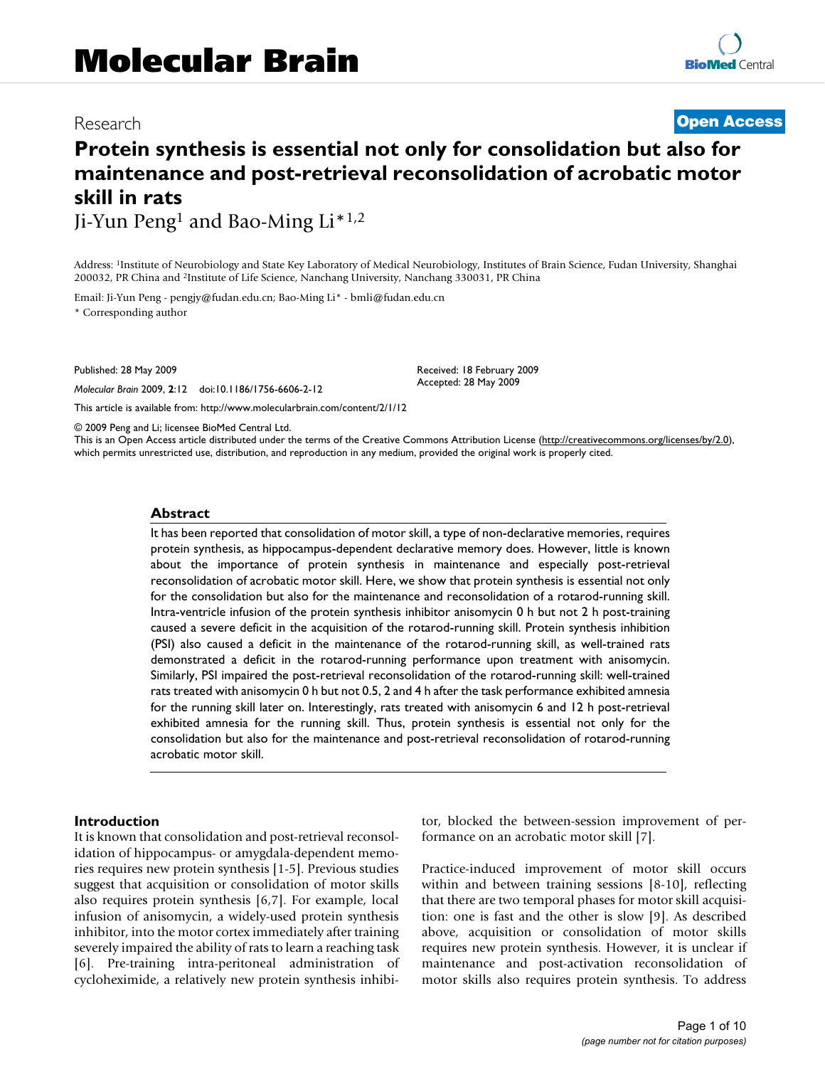# Protein synthesis is essential not only for consolidation but also for maintenance and post-retrieval reconsolidation of acrobatic motor skill in rats

Ji-Yun Peng[1] and Bao-Ming Li*[1,2]

Address: [1]Institute of Neurobiology and State Key Laboratory of Medical Neurobiology, Institutes of Brain Science, Fudan University, Shanghai 200032, PR China and [2]Institute of Life Science, Nanchang University, Nanchang 330031, PR China

Email: Ji-Yun Peng - pengjy@fudan.edu.cn; Bao-Ming Li* - bmli@fudan.edu.cn

* Corresponding author

Published: 28 May 2009

*Molecular Brain* 2009, **2**:12 doi:10.1186/1756-6606-2-12

Received: 18 February 2009
Accepted: 28 May 2009

This article is available from: http://www.molecularbrain.com/content/2/1/12

© 2009 Peng and Li; licensee BioMed Central Ltd.
This is an Open Access article distributed under the terms of the Creative Commons Attribution License (http://creativecommons.org/licenses/by/2.0), which permits unrestricted use, distribution, and reproduction in any medium, provided the original work is properly cited.

## Abstract

It has been reported that consolidation of motor skill, a type of non-declarative memories, requires protein synthesis, as hippocampus-dependent declarative memory does. However, little is known about the importance of protein synthesis in maintenance and especially post-retrieval reconsolidation of acrobatic motor skill. Here, we show that protein synthesis is essential not only for the consolidation but also for the maintenance and reconsolidation of a rotarod-running skill. Intra-ventricle infusion of the protein synthesis inhibitor anisomycin 0 h but not 2 h post-training caused a severe deficit in the acquisition of the rotarod-running skill. Protein synthesis inhibition (PSI) also caused a deficit in the maintenance of the rotarod-running skill, as well-trained rats demonstrated a deficit in the rotarod-running performance upon treatment with anisomycin. Similarly, PSI impaired the post-retrieval reconsolidation of the rotarod-running skill: well-trained rats treated with anisomycin 0 h but not 0.5, 2 and 4 h after the task performance exhibited amnesia for the running skill later on. Interestingly, rats treated with anisomycin 6 and 12 h post-retrieval exhibited amnesia for the running skill. Thus, protein synthesis is essential not only for the consolidation but also for the maintenance and post-retrieval reconsolidation of rotarod-running acrobatic motor skill.

## Introduction

It is known that consolidation and post-retrieval reconsolidation of hippocampus- or amygdala-dependent memories requires new protein synthesis [1-5]. Previous studies suggest that acquisition or consolidation of motor skills also requires protein synthesis [6,7]. For example, local infusion of anisomycin, a widely-used protein synthesis inhibitor, into the motor cortex immediately after training severely impaired the ability of rats to learn a reaching task [6]. Pre-training intra-peritoneal administration of cycloheximide, a relatively new protein synthesis inhibitor, blocked the between-session improvement of performance on an acrobatic motor skill [7].

Practice-induced improvement of motor skill occurs within and between training sessions [8-10], reflecting that there are two temporal phases for motor skill acquisition: one is fast and the other is slow [9]. As described above, acquisition or consolidation of motor skills requires new protein synthesis. However, it is unclear if maintenance and post-activation reconsolidation of motor skills also requires protein synthesis. To address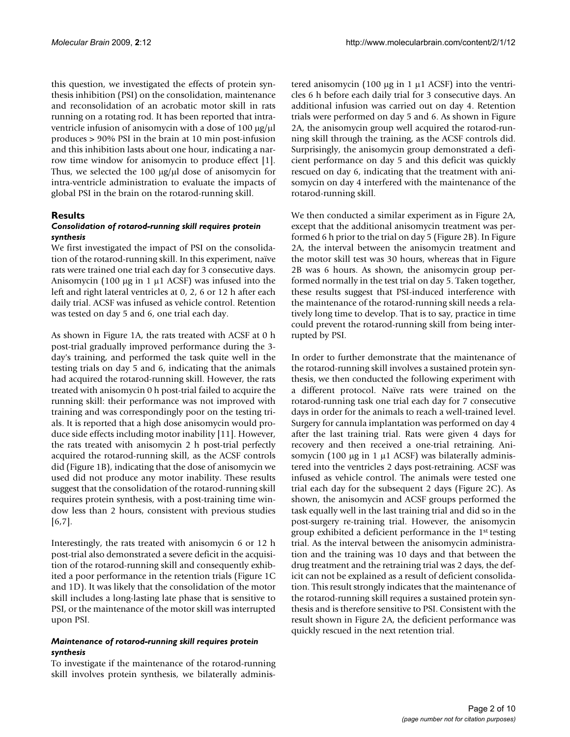this question, we investigated the effects of protein synthesis inhibition (PSI) on the consolidation, maintenance and reconsolidation of an acrobatic motor skill in rats running on a rotating rod. It has been reported that intraventricle infusion of anisomycin with a dose of 100 μg/μl produces > 90% PSI in the brain at 10 min post-infusion and this inhibition lasts about one hour, indicating a narrow time window for anisomycin to produce effect [1]. Thus, we selected the 100 μg/μl dose of anisomycin for intra-ventricle administration to evaluate the impacts of global PSI in the brain on the rotarod-running skill.

## Results

### *Consolidation of rotarod-running skill requires protein synthesis*

We first investigated the impact of PSI on the consolidation of the rotarod-running skill. In this experiment, naïve rats were trained one trial each day for 3 consecutive days. Anisomycin (100 μg in 1 μ1 ACSF) was infused into the left and right lateral ventricles at 0, 2, 6 or 12 h after each daily trial. ACSF was infused as vehicle control. Retention was tested on day 5 and 6, one trial each day.

As shown in Figure 1A, the rats treated with ACSF at 0 h post-trial gradually improved performance during the 3-day's training, and performed the task quite well in the testing trials on day 5 and 6, indicating that the animals had acquired the rotarod-running skill. However, the rats treated with anisomycin 0 h post-trial failed to acquire the running skill: their performance was not improved with training and was correspondingly poor on the testing trials. It is reported that a high dose anisomycin would produce side effects including motor inability [11]. However, the rats treated with anisomycin 2 h post-trial perfectly acquired the rotarod-running skill, as the ACSF controls did (Figure 1B), indicating that the dose of anisomycin we used did not produce any motor inability. These results suggest that the consolidation of the rotarod-running skill requires protein synthesis, with a post-training time window less than 2 hours, consistent with previous studies [6,7].

Interestingly, the rats treated with anisomycin 6 or 12 h post-trial also demonstrated a severe deficit in the acquisition of the rotarod-running skill and consequently exhibited a poor performance in the retention trials (Figure 1C and 1D). It was likely that the consolidation of the motor skill includes a long-lasting late phase that is sensitive to PSI, or the maintenance of the motor skill was interrupted upon PSI.

### *Maintenance of rotarod-running skill requires protein synthesis*

To investigate if the maintenance of the rotarod-running skill involves protein synthesis, we bilaterally administered anisomycin (100 μg in 1 μ1 ACSF) into the ventricles 6 h before each daily trial for 3 consecutive days. An additional infusion was carried out on day 4. Retention trials were performed on day 5 and 6. As shown in Figure 2A, the anisomycin group well acquired the rotarod-running skill through the training, as the ACSF controls did. Surprisingly, the anisomycin group demonstrated a deficient performance on day 5 and this deficit was quickly rescued on day 6, indicating that the treatment with anisomycin on day 4 interfered with the maintenance of the rotarod-running skill.

We then conducted a similar experiment as in Figure 2A, except that the additional anisomycin treatment was performed 6 h prior to the trial on day 5 (Figure 2B). In Figure 2A, the interval between the anisomycin treatment and the motor skill test was 30 hours, whereas that in Figure 2B was 6 hours. As shown, the anisomycin group performed normally in the test trial on day 5. Taken together, these results suggest that PSI-induced interference with the maintenance of the rotarod-running skill needs a relatively long time to develop. That is to say, practice in time could prevent the rotarod-running skill from being interrupted by PSI.

In order to further demonstrate that the maintenance of the rotarod-running skill involves a sustained protein synthesis, we then conducted the following experiment with a different protocol. Naïve rats were trained on the rotarod-running task one trial each day for 7 consecutive days in order for the animals to reach a well-trained level. Surgery for cannula implantation was performed on day 4 after the last training trial. Rats were given 4 days for recovery and then received a one-trial retraining. Anisomycin (100 μg in 1 μ1 ACSF) was bilaterally administered into the ventricles 2 days post-retraining. ACSF was infused as vehicle control. The animals were tested one trial each day for the subsequent 2 days (Figure 2C). As shown, the anisomycin and ACSF groups performed the task equally well in the last training trial and did so in the post-surgery re-training trial. However, the anisomycin group exhibited a deficient performance in the 1st testing trial. As the interval between the anisomycin administration and the training was 10 days and that between the drug treatment and the retraining trial was 2 days, the deficit can not be explained as a result of deficient consolidation. This result strongly indicates that the maintenance of the rotarod-running skill requires a sustained protein synthesis and is therefore sensitive to PSI. Consistent with the result shown in Figure 2A, the deficient performance was quickly rescued in the next retention trial.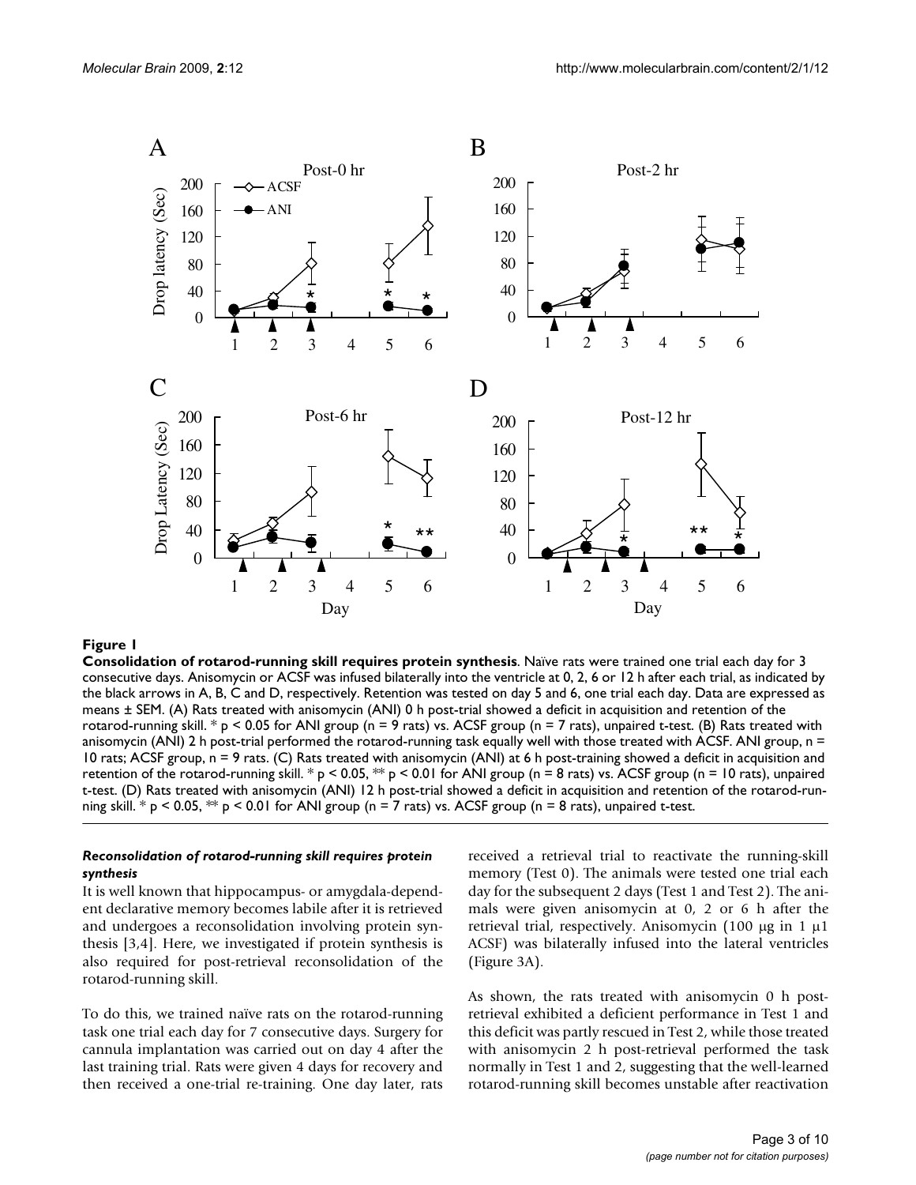**Figure 1**

**Consolidation of rotarod-running skill requires protein synthesis**. Naïve rats were trained one trial each day for 3 consecutive days. Anisomycin or ACSF was infused bilaterally into the ventricle at 0, 2, 6 or 12 h after each trial, as indicated by the black arrows in A, B, C and D, respectively. Retention was tested on day 5 and 6, one trial each day. Data are expressed as means ± SEM. (A) Rats treated with anisomycin (ANI) 0 h post-trial showed a deficit in acquisition and retention of the rotarod-running skill. * $p < 0.05$ for ANI group (n = 9 rats) vs. ACSF group (n = 7 rats), unpaired t-test. (B) Rats treated with anisomycin (ANI) 2 h post-trial performed the rotarod-running task equally well with those treated with ACSF. ANI group, n = 10 rats; ACSF group, n = 9 rats. (C) Rats treated with anisomycin (ANI) at 6 h post-training showed a deficit in acquisition and retention of the rotarod-running skill. * $p < 0.05$, ** $p < 0.01$ for ANI group (n = 8 rats) vs. ACSF group (n = 10 rats), unpaired t-test. (D) Rats treated with anisomycin (ANI) 12 h post-trial showed a deficit in acquisition and retention of the rotarod-running skill. * $p < 0.05$, ** $p < 0.01$ for ANI group (n = 7 rats) vs. ACSF group (n = 8 rats), unpaired t-test.

#### *Reconsolidation of rotarod-running skill requires protein synthesis*

It is well known that hippocampus- or amygdala-dependent declarative memory becomes labile after it is retrieved and undergoes a reconsolidation involving protein synthesis [3,4]. Here, we investigated if protein synthesis is also required for post-retrieval reconsolidation of the rotarod-running skill.

To do this, we trained naïve rats on the rotarod-running task one trial each day for 7 consecutive days. Surgery for cannula implantation was carried out on day 4 after the last training trial. Rats were given 4 days for recovery and then received a one-trial re-training. One day later, rats received a retrieval trial to reactivate the running-skill memory (Test 0). The animals were tested one trial each day for the subsequent 2 days (Test 1 and Test 2). The animals were given anisomycin at 0, 2 or 6 h after the retrieval trial, respectively. Anisomycin (100 μg in 1 μ1 ACSF) was bilaterally infused into the lateral ventricles (Figure 3A).

As shown, the rats treated with anisomycin 0 h post-retrieval exhibited a deficient performance in Test 1 and this deficit was partly rescued in Test 2, while those treated with anisomycin 2 h post-retrieval performed the task normally in Test 1 and 2, suggesting that the well-learned rotarod-running skill becomes unstable after reactivation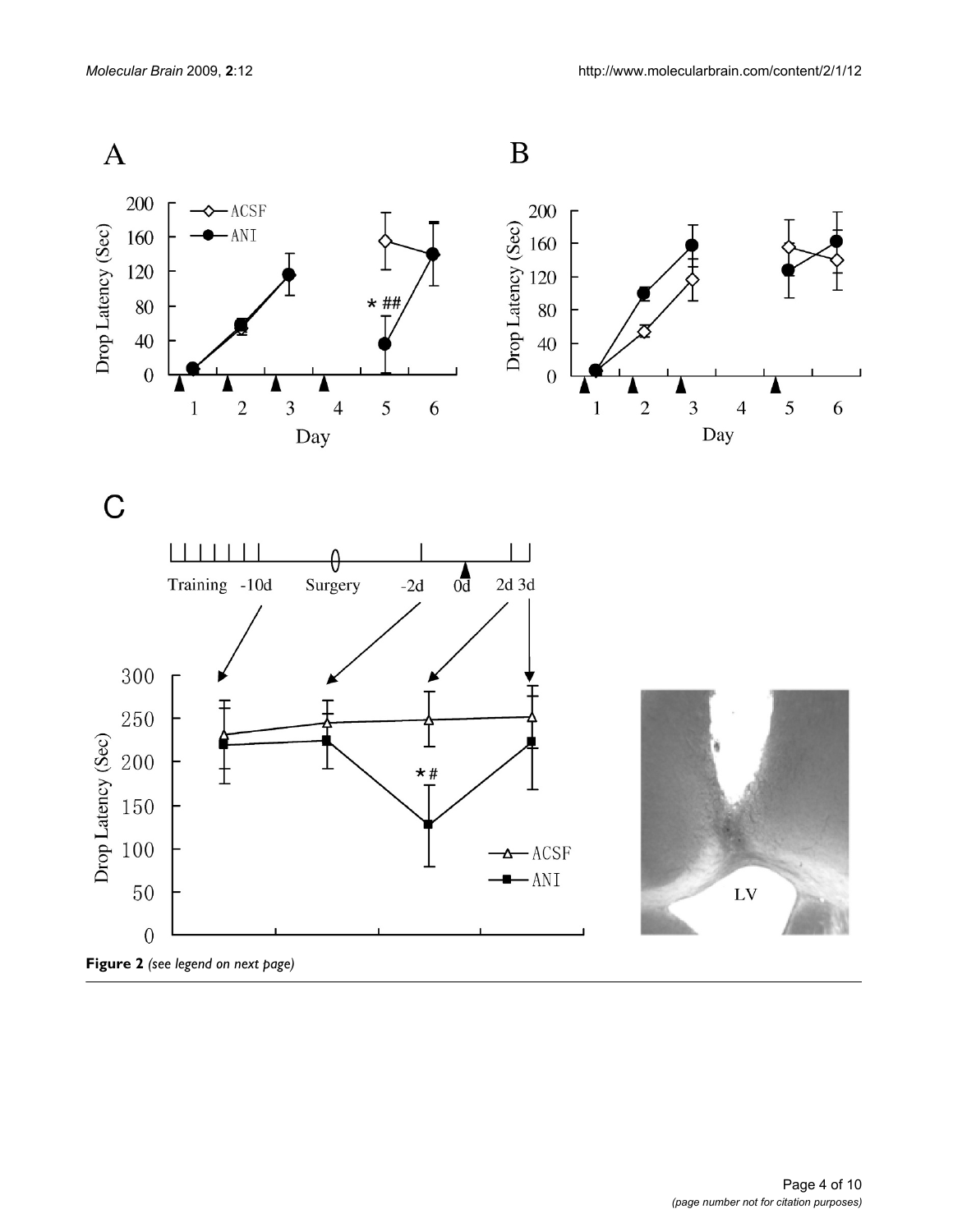**Figure 2** *(see legend on next page)*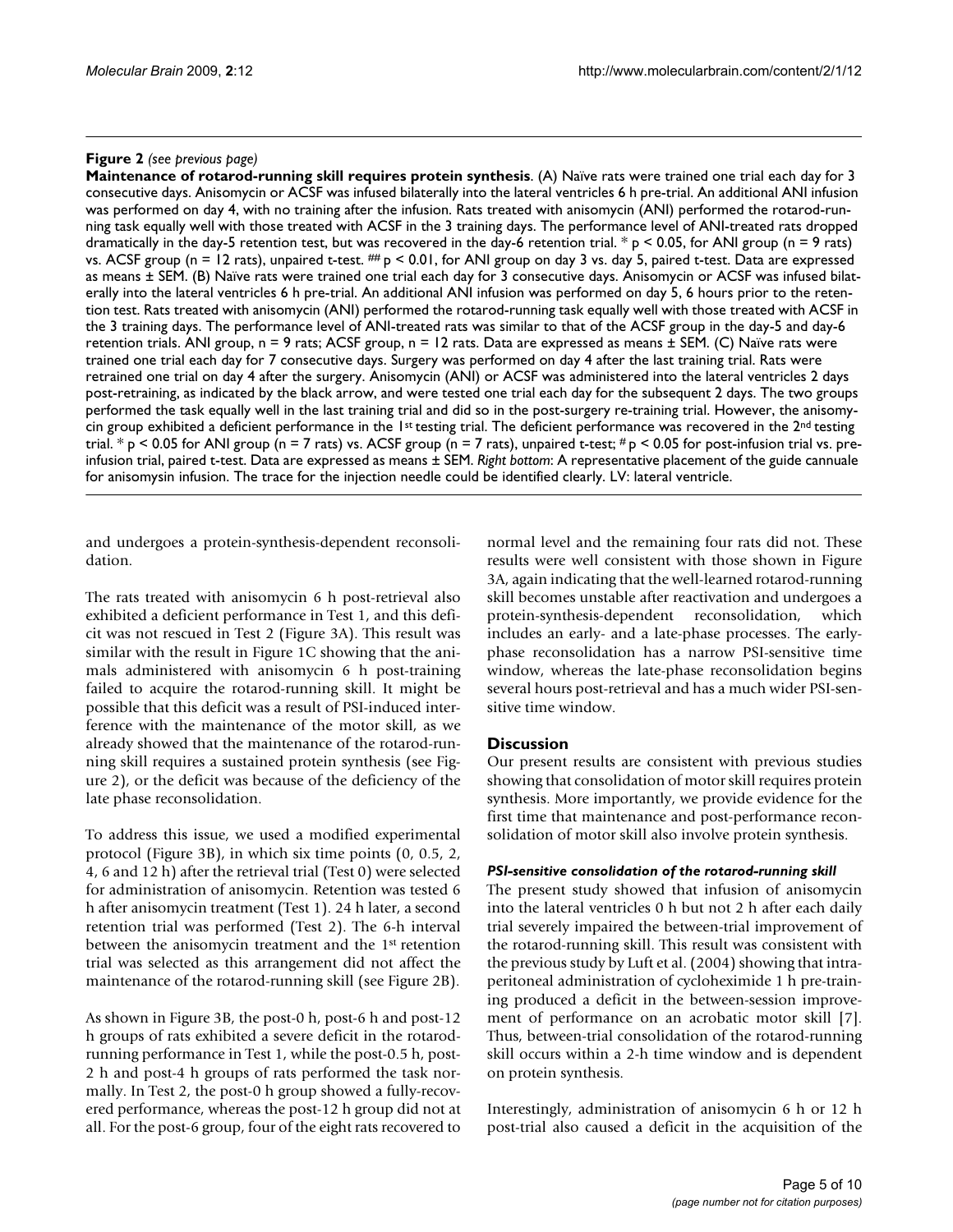**Figure 2** *(see previous page)*

**Maintenance of rotarod-running skill requires protein synthesis**. (A) Naïve rats were trained one trial each day for 3 consecutive days. Anisomycin or ACSF was infused bilaterally into the lateral ventricles 6 h pre-trial. An additional ANI infusion was performed on day 4, with no training after the infusion. Rats treated with anisomycin (ANI) performed the rotarod-running task equally well with those treated with ACSF in the 3 training days. The performance level of ANI-treated rats dropped dramatically in the day-5 retention test, but was recovered in the day-6 retention trial. * $p < 0.05$, for ANI group (n = 9 rats) vs. ACSF group (n = 12 rats), unpaired t-test. ## $p < 0.01$, for ANI group on day 3 vs. day 5, paired t-test. Data are expressed as means ± SEM. (B) Naïve rats were trained one trial each day for 3 consecutive days. Anisomycin or ACSF was infused bilaterally into the lateral ventricles 6 h pre-trial. An additional ANI infusion was performed on day 5, 6 hours prior to the retention test. Rats treated with anisomycin (ANI) performed the rotarod-running task equally well with those treated with ACSF in the 3 training days. The performance level of ANI-treated rats was similar to that of the ACSF group in the day-5 and day-6 retention trials. ANI group, n = 9 rats; ACSF group, n = 12 rats. Data are expressed as means ± SEM. (C) Naïve rats were trained one trial each day for 7 consecutive days. Surgery was performed on day 4 after the last training trial. Rats were retrained one trial on day 4 after the surgery. Anisomycin (ANI) or ACSF was administered into the lateral ventricles 2 days post-retraining, as indicated by the black arrow, and were tested one trial each day for the subsequent 2 days. The two groups performed the task equally well in the last training trial and did so in the post-surgery re-training trial. However, the anisomycin group exhibited a deficient performance in the 1st testing trial. The deficient performance was recovered in the 2nd testing trial. * $p < 0.05$ for ANI group (n = 7 rats) vs. ACSF group (n = 7 rats), unpaired t-test; # $p < 0.05$ for post-infusion trial vs. pre-infusion trial, paired t-test. Data are expressed as means ± SEM. *Right bottom*: A representative placement of the guide cannuale for anisomysin infusion. The trace for the injection needle could be identified clearly. LV: lateral ventricle.

and undergoes a protein-synthesis-dependent reconsolidation.

The rats treated with anisomycin 6 h post-retrieval also exhibited a deficient performance in Test 1, and this deficit was not rescued in Test 2 (Figure 3A). This result was similar with the result in Figure 1C showing that the animals administered with anisomycin 6 h post-training failed to acquire the rotarod-running skill. It might be possible that this deficit was a result of PSI-induced interference with the maintenance of the motor skill, as we already showed that the maintenance of the rotarod-running skill requires a sustained protein synthesis (see Figure 2), or the deficit was because of the deficiency of the late phase reconsolidation.

To address this issue, we used a modified experimental protocol (Figure 3B), in which six time points (0, 0.5, 2, 4, 6 and 12 h) after the retrieval trial (Test 0) were selected for administration of anisomycin. Retention was tested 6 h after anisomycin treatment (Test 1). 24 h later, a second retention trial was performed (Test 2). The 6-h interval between the anisomycin treatment and the 1st retention trial was selected as this arrangement did not affect the maintenance of the rotarod-running skill (see Figure 2B).

As shown in Figure 3B, the post-0 h, post-6 h and post-12 h groups of rats exhibited a severe deficit in the rotarod-running performance in Test 1, while the post-0.5 h, post-2 h and post-4 h groups of rats performed the task normally. In Test 2, the post-0 h group showed a fully-recovered performance, whereas the post-12 h group did not at all. For the post-6 group, four of the eight rats recovered to normal level and the remaining four rats did not. These results were well consistent with those shown in Figure 3A, again indicating that the well-learned rotarod-running skill becomes unstable after reactivation and undergoes a protein-synthesis-dependent reconsolidation, which includes an early- and a late-phase processes. The early-phase reconsolidation has a narrow PSI-sensitive time window, whereas the late-phase reconsolidation begins several hours post-retrieval and has a much wider PSI-sensitive time window.

## Discussion

Our present results are consistent with previous studies showing that consolidation of motor skill requires protein synthesis. More importantly, we provide evidence for the first time that maintenance and post-performance reconsolidation of motor skill also involve protein synthesis.

### *PSI-sensitive consolidation of the rotarod-running skill*

The present study showed that infusion of anisomycin into the lateral ventricles 0 h but not 2 h after each daily trial severely impaired the between-trial improvement of the rotarod-running skill. This result was consistent with the previous study by Luft et al. (2004) showing that intraperitoneal administration of cycloheximide 1 h pre-training produced a deficit in the between-session improvement of performance on an acrobatic motor skill [7]. Thus, between-trial consolidation of the rotarod-running skill occurs within a 2-h time window and is dependent on protein synthesis.

Interestingly, administration of anisomycin 6 h or 12 h post-trial also caused a deficit in the acquisition of the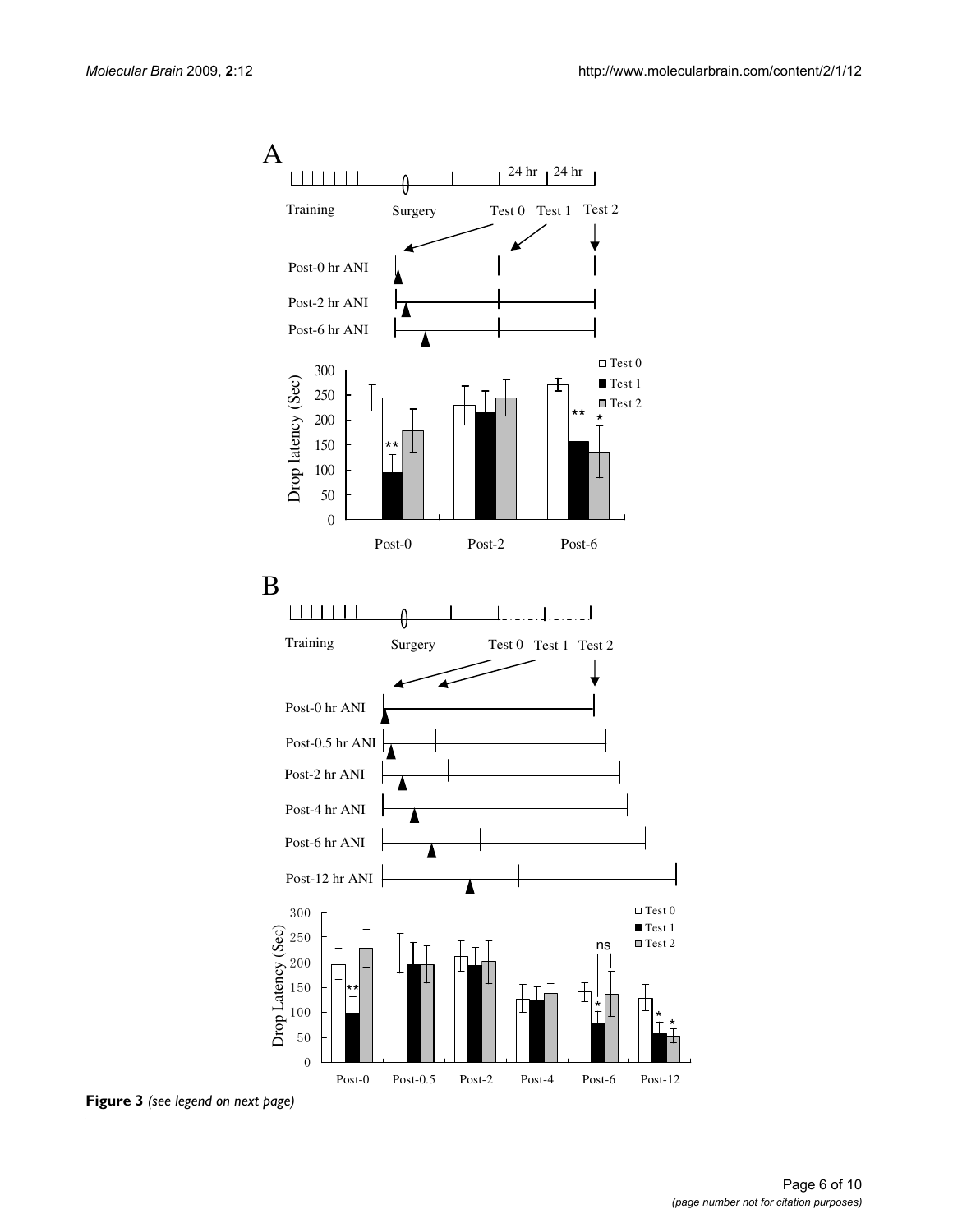**Figure 3** *(see legend on next page)*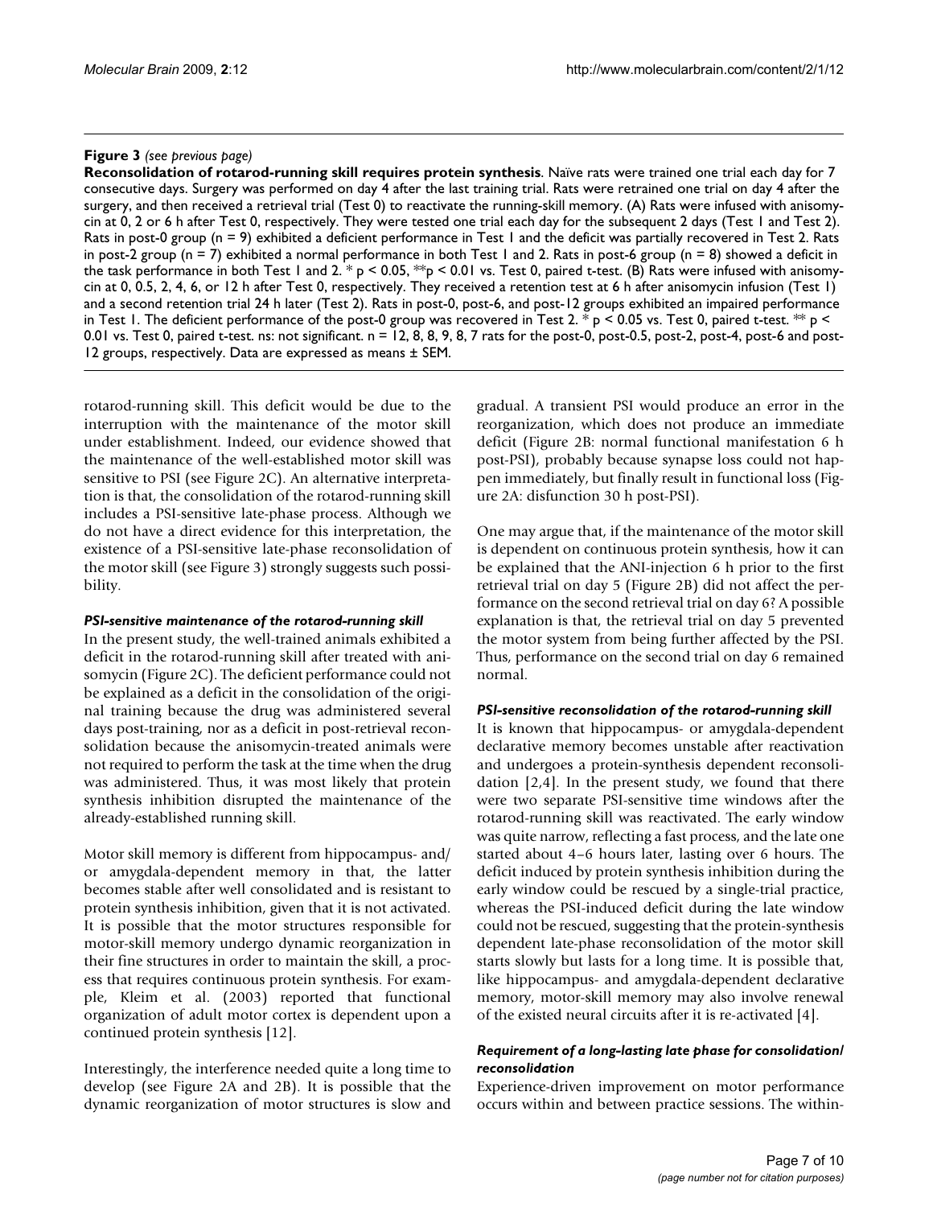**Figure 3** *(see previous page)*

**Reconsolidation of rotarod-running skill requires protein synthesis**. Naïve rats were trained one trial each day for 7 consecutive days. Surgery was performed on day 4 after the last training trial. Rats were retrained one trial on day 4 after the surgery, and then received a retrieval trial (Test 0) to reactivate the running-skill memory. (A) Rats were infused with anisomycin at 0, 2 or 6 h after Test 0, respectively. They were tested one trial each day for the subsequent 2 days (Test 1 and Test 2). Rats in post-0 group (n = 9) exhibited a deficient performance in Test 1 and the deficit was partially recovered in Test 2. Rats in post-2 group (n = 7) exhibited a normal performance in both Test 1 and 2. Rats in post-6 group (n = 8) showed a deficit in the task performance in both Test 1 and 2. * $p < 0.05$, ** $p < 0.01$ vs. Test 0, paired t-test. (B) Rats were infused with anisomycin at 0, 0.5, 2, 4, 6, or 12 h after Test 0, respectively. They received a retention test at 6 h after anisomycin infusion (Test 1) and a second retention trial 24 h later (Test 2). Rats in post-0, post-6, and post-12 groups exhibited an impaired performance in Test 1. The deficient performance of the post-0 group was recovered in Test 2. * $p < 0.05$ vs. Test 0, paired t-test. ** $p < 0.01$ vs. Test 0, paired t-test. ns: not significant. n = 12, 8, 8, 9, 8, 7 rats for the post-0, post-0.5, post-2, post-4, post-6 and post-12 groups, respectively. Data are expressed as means ± SEM.

rotarod-running skill. This deficit would be due to the interruption with the maintenance of the motor skill under establishment. Indeed, our evidence showed that the maintenance of the well-established motor skill was sensitive to PSI (see Figure 2C). An alternative interpretation is that, the consolidation of the rotarod-running skill includes a PSI-sensitive late-phase process. Although we do not have a direct evidence for this interpretation, the existence of a PSI-sensitive late-phase reconsolidation of the motor skill (see Figure 3) strongly suggests such possibility.

### *PSI-sensitive maintenance of the rotarod-running skill*

In the present study, the well-trained animals exhibited a deficit in the rotarod-running skill after treated with anisomycin (Figure 2C). The deficient performance could not be explained as a deficit in the consolidation of the original training because the drug was administered several days post-training, nor as a deficit in post-retrieval reconsolidation because the anisomycin-treated animals were not required to perform the task at the time when the drug was administered. Thus, it was most likely that protein synthesis inhibition disrupted the maintenance of the already-established running skill.

Motor skill memory is different from hippocampus- and/or amygdala-dependent memory in that, the latter becomes stable after well consolidated and is resistant to protein synthesis inhibition, given that it is not activated. It is possible that the motor structures responsible for motor-skill memory undergo dynamic reorganization in their fine structures in order to maintain the skill, a process that requires continuous protein synthesis. For example, Kleim et al. (2003) reported that functional organization of adult motor cortex is dependent upon a continued protein synthesis [12].

Interestingly, the interference needed quite a long time to develop (see Figure 2A and 2B). It is possible that the dynamic reorganization of motor structures is slow and gradual. A transient PSI would produce an error in the reorganization, which does not produce an immediate deficit (Figure 2B: normal functional manifestation 6 h post-PSI), probably because synapse loss could not happen immediately, but finally result in functional loss (Figure 2A: disfunction 30 h post-PSI).

One may argue that, if the maintenance of the motor skill is dependent on continuous protein synthesis, how it can be explained that the ANI-injection 6 h prior to the first retrieval trial on day 5 (Figure 2B) did not affect the performance on the second retrieval trial on day 6? A possible explanation is that, the retrieval trial on day 5 prevented the motor system from being further affected by the PSI. Thus, performance on the second trial on day 6 remained normal.

### *PSI-sensitive reconsolidation of the rotarod-running skill*

It is known that hippocampus- or amygdala-dependent declarative memory becomes unstable after reactivation and undergoes a protein-synthesis dependent reconsolidation [2,4]. In the present study, we found that there were two separate PSI-sensitive time windows after the rotarod-running skill was reactivated. The early window was quite narrow, reflecting a fast process, and the late one started about 4–6 hours later, lasting over 6 hours. The deficit induced by protein synthesis inhibition during the early window could be rescued by a single-trial practice, whereas the PSI-induced deficit during the late window could not be rescued, suggesting that the protein-synthesis dependent late-phase reconsolidation of the motor skill starts slowly but lasts for a long time. It is possible that, like hippocampus- and amygdala-dependent declarative memory, motor-skill memory may also involve renewal of the existed neural circuits after it is re-activated [4].

### *Requirement of a long-lasting late phase for consolidation/reconsolidation*

Experience-driven improvement on motor performance occurs within and between practice sessions. The within-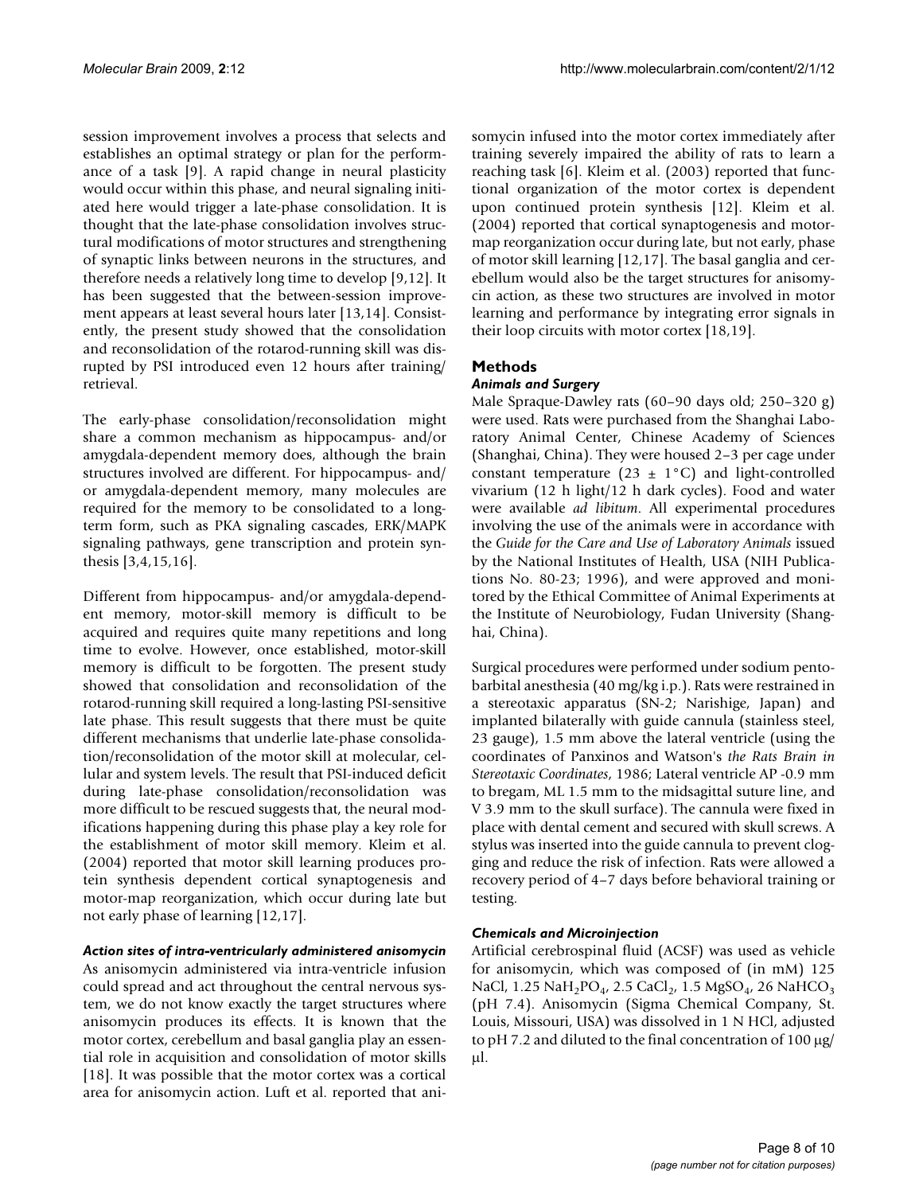session improvement involves a process that selects and establishes an optimal strategy or plan for the performance of a task [9]. A rapid change in neural plasticity would occur within this phase, and neural signaling initiated here would trigger a late-phase consolidation. It is thought that the late-phase consolidation involves structural modifications of motor structures and strengthening of synaptic links between neurons in the structures, and therefore needs a relatively long time to develop [9,12]. It has been suggested that the between-session improvement appears at least several hours later [13,14]. Consistently, the present study showed that the consolidation and reconsolidation of the rotarod-running skill was disrupted by PSI introduced even 12 hours after training/retrieval.

The early-phase consolidation/reconsolidation might share a common mechanism as hippocampus- and/or amygdala-dependent memory does, although the brain structures involved are different. For hippocampus- and/or amygdala-dependent memory, many molecules are required for the memory to be consolidated to a long-term form, such as PKA signaling cascades, ERK/MAPK signaling pathways, gene transcription and protein synthesis [3,4,15,16].

Different from hippocampus- and/or amygdala-dependent memory, motor-skill memory is difficult to be acquired and requires quite many repetitions and long time to evolve. However, once established, motor-skill memory is difficult to be forgotten. The present study showed that consolidation and reconsolidation of the rotarod-running skill required a long-lasting PSI-sensitive late phase. This result suggests that there must be quite different mechanisms that underlie late-phase consolidation/reconsolidation of the motor skill at molecular, cellular and system levels. The result that PSI-induced deficit during late-phase consolidation/reconsolidation was more difficult to be rescued suggests that, the neural modifications happening during this phase play a key role for the establishment of motor skill memory. Kleim et al. (2004) reported that motor skill learning produces protein synthesis dependent cortical synaptogenesis and motor-map reorganization, which occur during late but not early phase of learning [12,17].

### *Action sites of intra-ventricularly administered anisomycin*

As anisomycin administered via intra-ventricle infusion could spread and act throughout the central nervous system, we do not know exactly the target structures where anisomycin produces its effects. It is known that the motor cortex, cerebellum and basal ganglia play an essential role in acquisition and consolidation of motor skills [18]. It was possible that the motor cortex was a cortical area for anisomycin action. Luft et al. reported that anisomycin infused into the motor cortex immediately after training severely impaired the ability of rats to learn a reaching task [6]. Kleim et al. (2003) reported that functional organization of the motor cortex is dependent upon continued protein synthesis [12]. Kleim et al. (2004) reported that cortical synaptogenesis and motor-map reorganization occur during late, but not early, phase of motor skill learning [12,17]. The basal ganglia and cerebellum would also be the target structures for anisomycin action, as these two structures are involved in motor learning and performance by integrating error signals in their loop circuits with motor cortex [18,19].

## Methods

### *Animals and Surgery*

Male Spraque-Dawley rats (60–90 days old; 250–320 g) were used. Rats were purchased from the Shanghai Laboratory Animal Center, Chinese Academy of Sciences (Shanghai, China). They were housed 2–3 per cage under constant temperature (23 ± 1°C) and light-controlled vivarium (12 h light/12 h dark cycles). Food and water were available *ad libitum*. All experimental procedures involving the use of the animals were in accordance with the *Guide for the Care and Use of Laboratory Animals* issued by the National Institutes of Health, USA (NIH Publications No. 80-23; 1996), and were approved and monitored by the Ethical Committee of Animal Experiments at the Institute of Neurobiology, Fudan University (Shanghai, China).

Surgical procedures were performed under sodium pentobarbital anesthesia (40 mg/kg i.p.). Rats were restrained in a stereotaxic apparatus (SN-2; Narishige, Japan) and implanted bilaterally with guide cannula (stainless steel, 23 gauge), 1.5 mm above the lateral ventricle (using the coordinates of Panxinos and Watson's *the Rats Brain in Stereotaxic Coordinates*, 1986; Lateral ventricle AP -0.9 mm to bregam, ML 1.5 mm to the midsagittal suture line, and V 3.9 mm to the skull surface). The cannula were fixed in place with dental cement and secured with skull screws. A stylus was inserted into the guide cannula to prevent clogging and reduce the risk of infection. Rats were allowed a recovery period of 4–7 days before behavioral training or testing.

### *Chemicals and Microinjection*

Artificial cerebrospinal fluid (ACSF) was used as vehicle for anisomycin, which was composed of (in mM) 125 NaCl, 1.25 $NaH_2PO_4$, 2.5 $CaCl_2$, 1.5 $MgSO_4$, 26 $NaHCO_3$ (pH 7.4). Anisomycin (Sigma Chemical Company, St. Louis, Missouri, USA) was dissolved in 1 N HCl, adjusted to pH 7.2 and diluted to the final concentration of 100 μg/μl.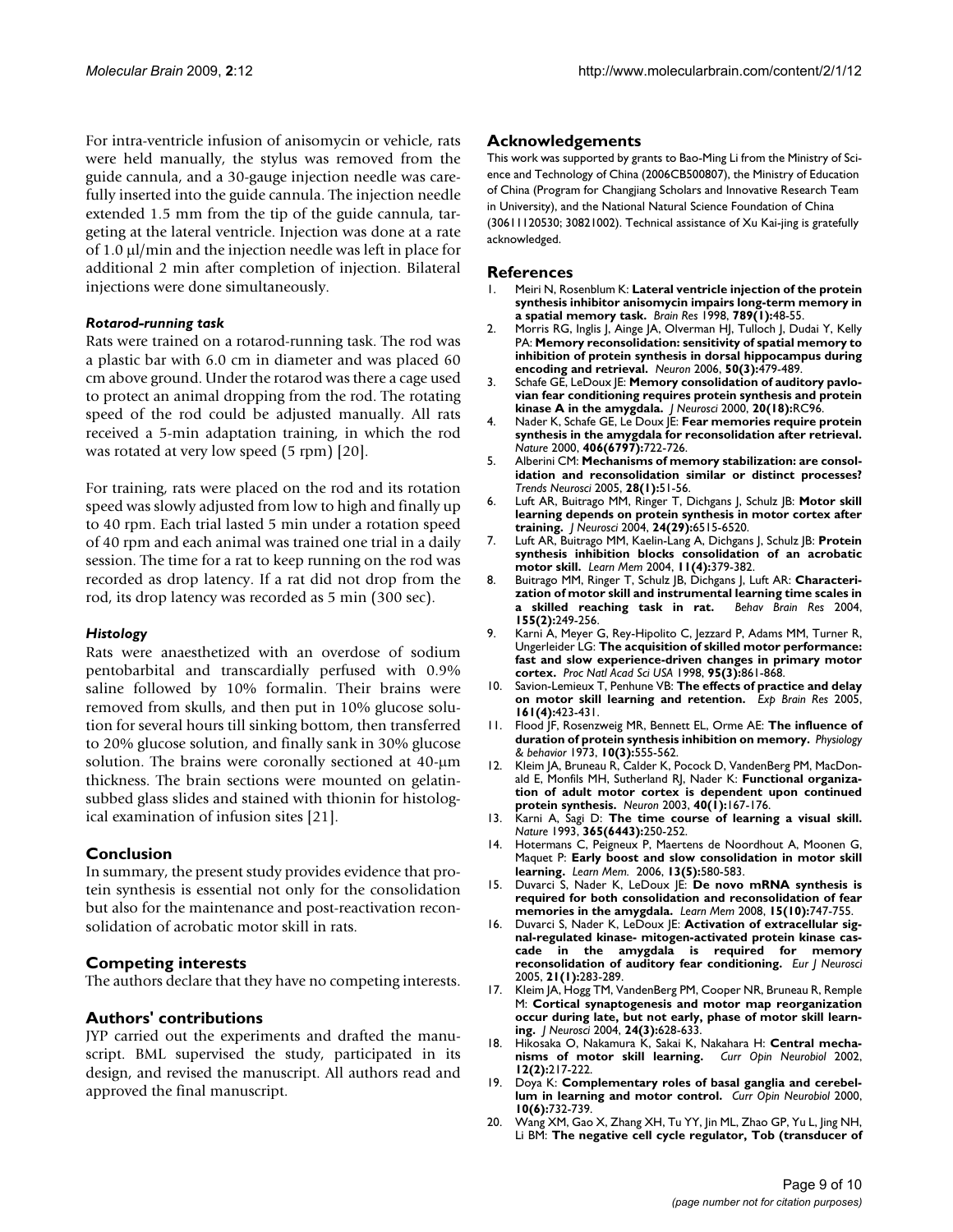For intra-ventricle infusion of anisomycin or vehicle, rats were held manually, the stylus was removed from the guide cannula, and a 30-gauge injection needle was carefully inserted into the guide cannula. The injection needle extended 1.5 mm from the tip of the guide cannula, targeting at the lateral ventricle. Injection was done at a rate of 1.0 μl/min and the injection needle was left in place for additional 2 min after completion of injection. Bilateral injections were done simultaneously.

#### *Rotarod-running task*

Rats were trained on a rotarod-running task. The rod was a plastic bar with 6.0 cm in diameter and was placed 60 cm above ground. Under the rotarod was there a cage used to protect an animal dropping from the rod. The rotating speed of the rod could be adjusted manually. All rats received a 5-min adaptation training, in which the rod was rotated at very low speed (5 rpm) [20].

For training, rats were placed on the rod and its rotation speed was slowly adjusted from low to high and finally up to 40 rpm. Each trial lasted 5 min under a rotation speed of 40 rpm and each animal was trained one trial in a daily session. The time for a rat to keep running on the rod was recorded as drop latency. If a rat did not drop from the rod, its drop latency was recorded as 5 min (300 sec).

#### *Histology*

Rats were anaesthetized with an overdose of sodium pentobarbital and transcardially perfused with 0.9% saline followed by 10% formalin. Their brains were removed from skulls, and then put in 10% glucose solution for several hours till sinking bottom, then transferred to 20% glucose solution, and finally sank in 30% glucose solution. The brains were coronally sectioned at 40-μm thickness. The brain sections were mounted on gelatin-subbed glass slides and stained with thionin for histological examination of infusion sites [21].

## Conclusion

In summary, the present study provides evidence that protein synthesis is essential not only for the consolidation but also for the maintenance and post-reactivation reconsolidation of acrobatic motor skill in rats.

## Competing interests

The authors declare that they have no competing interests.

## Authors' contributions

JYP carried out the experiments and drafted the manuscript. BML supervised the study, participated in its design, and revised the manuscript. All authors read and approved the final manuscript.

## Acknowledgements

This work was supported by grants to Bao-Ming Li from the Ministry of Science and Technology of China (2006CB500807), the Ministry of Education of China (Program for Changjiang Scholars and Innovative Research Team in University), and the National Natural Science Foundation of China (30611120530; 30821002). Technical assistance of Xu Kai-jing is gratefully acknowledged.

## References

1. Meiri N, Rosenblum K: **Lateral ventricle injection of the protein synthesis inhibitor anisomycin impairs long-term memory in a spatial memory task.** *Brain Res* 1998, **789(1):**48-55.
2. Morris RG, Inglis J, Ainge JA, Olverman HJ, Tulloch J, Dudai Y, Kelly PA: **Memory reconsolidation: sensitivity of spatial memory to inhibition of protein synthesis in dorsal hippocampus during encoding and retrieval.** *Neuron* 2006, **50(3):**479-489.
3. Schafe GE, LeDoux JE: **Memory consolidation of auditory pavlovian fear conditioning requires protein synthesis and protein kinase A in the amygdala.** *J Neurosci* 2000, **20(18):**RC96.
4. Nader K, Schafe GE, Le Doux JE: **Fear memories require protein synthesis in the amygdala for reconsolidation after retrieval.** *Nature* 2000, **406(6797):**722-726.
5. Alberini CM: **Mechanisms of memory stabilization: are consolidation and reconsolidation similar or distinct processes?** *Trends Neurosci* 2005, **28(1):**51-56.
6. Luft AR, Buitrago MM, Ringer T, Dichgans J, Schulz JB: **Motor skill learning depends on protein synthesis in motor cortex after training.** *J Neurosci* 2004, **24(29):**6515-6520.
7. Luft AR, Buitrago MM, Kaelin-Lang A, Dichgans J, Schulz JB: **Protein synthesis inhibition blocks consolidation of an acrobatic motor skill.** *Learn Mem* 2004, **11(4):**379-382.
8. Buitrago MM, Ringer T, Schulz JB, Dichgans J, Luft AR: **Characterization of motor skill and instrumental learning time scales in a skilled reaching task in rat.** *Behav Brain Res* 2004, **155(2):**249-256.
9. Karni A, Meyer G, Rey-Hipolito C, Jezzard P, Adams MM, Turner R, Ungerleider LG: **The acquisition of skilled motor performance: fast and slow experience-driven changes in primary motor cortex.** *Proc Natl Acad Sci USA* 1998, **95(3):**861-868.
10. Savion-Lemieux T, Penhune VB: **The effects of practice and delay on motor skill learning and retention.** *Exp Brain Res* 2005, **161(4):**423-431.
11. Flood JF, Rosenzweig MR, Bennett EL, Orme AE: **The influence of duration of protein synthesis inhibition on memory.** *Physiology & behavior* 1973, **10(3):**555-562.
12. Kleim JA, Bruneau R, Calder K, Pocock D, VandenBerg PM, MacDonald E, Monfils MH, Sutherland RJ, Nader K: **Functional organization of adult motor cortex is dependent upon continued protein synthesis.** *Neuron* 2003, **40(1):**167-176.
13. Karni A, Sagi D: **The time course of learning a visual skill.** *Nature* 1993, **365(6443):**250-252.
14. Hotermans C, Peigneux P, Maertens de Noordhout A, Moonen G, Maquet P: **Early boost and slow consolidation in motor skill learning.** *Learn Mem.* 2006, **13(5):**580-583.
15. Duvarci S, Nader K, LeDoux JE: **De novo mRNA synthesis is required for both consolidation and reconsolidation of fear memories in the amygdala.** *Learn Mem* 2008, **15(10):**747-755.
16. Duvarci S, Nader K, LeDoux JE: **Activation of extracellular signal-regulated kinase- mitogen-activated protein kinase cascade in the amygdala is required for memory reconsolidation of auditory fear conditioning.** *Eur J Neurosci* 2005, **21(1):**283-289.
17. Kleim JA, Hogg TM, VandenBerg PM, Cooper NR, Bruneau R, Remple M: **Cortical synaptogenesis and motor map reorganization occur during late, but not early, phase of motor skill learning.** *J Neurosci* 2004, **24(3):**628-633.
18. Hikosaka O, Nakamura K, Sakai K, Nakahara H: **Central mechanisms of motor skill learning.** *Curr Opin Neurobiol* 2002, **12(2):**217-222.
19. Doya K: **Complementary roles of basal ganglia and cerebellum in learning and motor control.** *Curr Opin Neurobiol* 2000, **10(6):**732-739.
20. Wang XM, Gao X, Zhang XH, Tu YY, Jin ML, Zhao GP, Yu L, Jing NH, Li BM: **The negative cell cycle regulator, Tob (transducer of**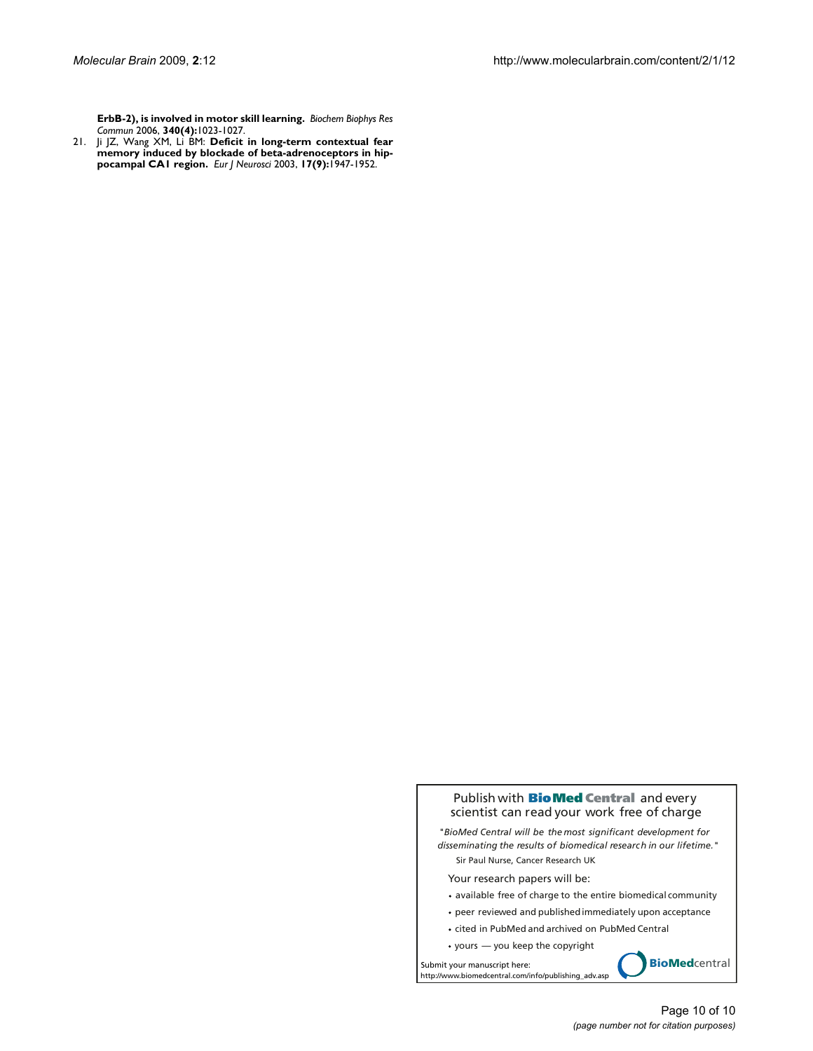**ErbB-2), is involved in motor skill learning.** *Biochem Biophys Res Commun* 2006, **340(4):**1023-1027.

21. Ji JZ, Wang XM, Li BM: **Deficit in long-term contextual fear memory induced by blockade of beta-adrenoceptors in hippocampal CA1 region.** *Eur J Neurosci* 2003, **17(9):**1947-1952.

Publish with **BioMed Central** and every scientist can read your work free of charge

*"BioMed Central will be the most significant development for disseminating the results of biomedical research in our lifetime."*

Sir Paul Nurse, Cancer Research UK

Your research papers will be:

- available free of charge to the entire biomedical community
- peer reviewed and published immediately upon acceptance
- cited in PubMed and archived on PubMed Central
- yours — you keep the copyright

Submit your manuscript here:
http://www.biomedcentral.com/info/publishing_adv.asp

**BioMed**central